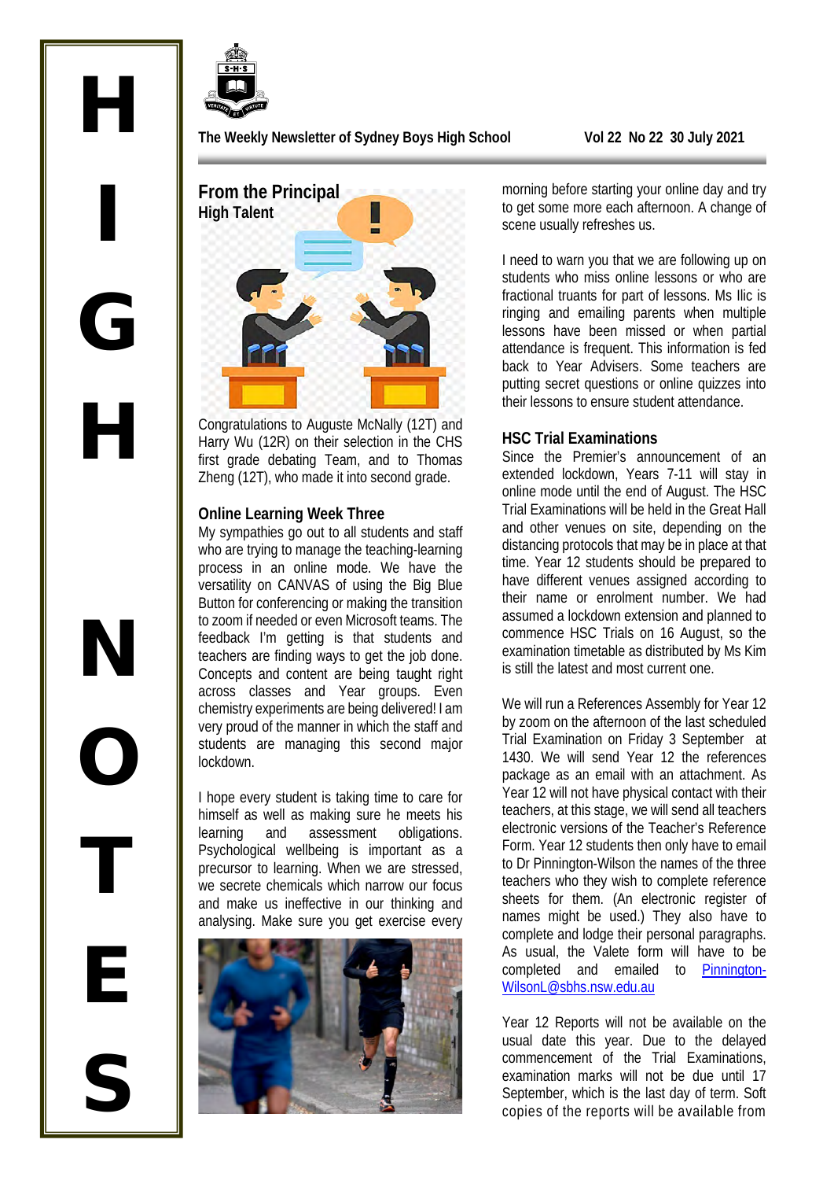# HIGH NOTES

The Weekly Newsletter of Sydney Boys High School — Vol 22 No 22 30 July 2021

## From the Principal

### High Talent

Congratulations to Auguste McNally (12T) and Harry Wu (12R) on their selection in the CHS first grade debating Team, and to Thomas Zheng (12T), who made it into second grade.

### Online Learning Week Three

My sympathies go out to all students and staff who are trying to manage the teaching-learning process in an online mode. We have the versatility on CANVAS of using the Big Blue Button for conferencing or making the transition to zoom if needed or even Microsoft teams. The feedback I'm getting is that students and teachers are finding ways to get the job done. Concepts and content are being taught right across classes and Year groups. Even chemistry experiments are being delivered! I am very proud of the manner in which the staff and students are managing this second major lockdown.

I hope every student is taking time to care for himself as well as making sure he meets his learning and assessment obligations. Psychological wellbeing is important as a precursor to learning. When we are stressed, we secrete chemicals which narrow our focus and make us ineffective in our thinking and analysing. Make sure you get exercise every morning before starting your online day and try to get some more each afternoon. A change of scene usually refreshes us.

I need to warn you that we are following up on students who miss online lessons or who are fractional truants for part of lessons. Ms Ilic is ringing and emailing parents when multiple lessons have been missed or when partial attendance is frequent. This information is fed back to Year Advisers. Some teachers are putting secret questions or online quizzes into their lessons to ensure student attendance.

### HSC Trial Examinations

Since the Premier's announcement of an extended lockdown, Years 7-11 will stay in online mode until the end of August. The HSC Trial Examinations will be held in the Great Hall and other venues on site, depending on the distancing protocols that may be in place at that time. Year 12 students should be prepared to have different venues assigned according to their name or enrolment number. We had assumed a lockdown extension and planned to commence HSC Trials on 16 August, so the examination timetable as distributed by Ms Kim is still the latest and most current one.

We will run a References Assembly for Year 12 by zoom on the afternoon of the last scheduled Trial Examination on Friday 3 September at 1430. We will send Year 12 the references package as an email with an attachment. As Year 12 will not have physical contact with their teachers, at this stage, we will send all teachers electronic versions of the Teacher's Reference Form. Year 12 students then only have to email to Dr Pinnington-Wilson the names of the three teachers who they wish to complete reference sheets for them. (An electronic register of names might be used.) They also have to complete and lodge their personal paragraphs. As usual, the Valete form will have to be completed and emailed to Pinnington-WilsonL@sbhs.nsw.edu.au

Year 12 Reports will not be available on the usual date this year. Due to the delayed commencement of the Trial Examinations, examination marks will not be due until 17 September, which is the last day of term. Soft copies of the reports will be available from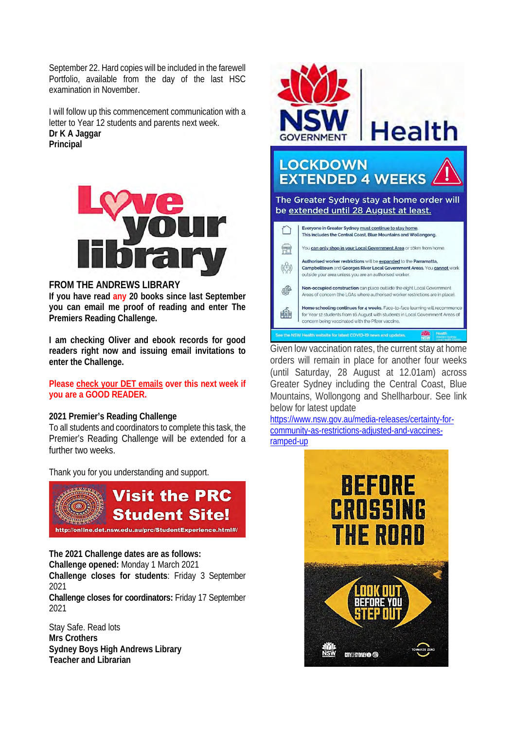September 22. Hard copies will be included in the farewell Portfolio, available from the day of the last HSC examination in November.

I will follow up this commencement communication with a letter to Year 12 students and parents next week.

**Dr K A Jaggar**
**Principal**

**FROM THE ANDREWS LIBRARY**

**If you have read any 20 books since last September you can email me proof of reading and enter The Premiers Reading Challenge.**

**I am checking Oliver and ebook records for good readers right now and issuing email invitations to enter the Challenge.**

**Please check your DET emails over this next week if you are a GOOD READER.**

**2021 Premier's Reading Challenge**

To all students and coordinators to complete this task, the Premier's Reading Challenge will be extended for a further two weeks.

Thank you for you understanding and support.

**The 2021 Challenge dates are as follows:**
**Challenge opened:** Monday 1 March 2021
**Challenge closes for students**: Friday 3 September 2021
**Challenge closes for coordinators:** Friday 17 September 2021

Stay Safe. Read lots
**Mrs Crothers**
**Sydney Boys High Andrews Library**
**Teacher and Librarian**

Given low vaccination rates, the current stay at home orders will remain in place for another four weeks (until Saturday, 28 August at 12.01am) across Greater Sydney including the Central Coast, Blue Mountains, Wollongong and Shellharbour. See link below for latest update

https://www.nsw.gov.au/media-releases/certainty-for-community-as-restrictions-adjusted-and-vaccines-ramped-up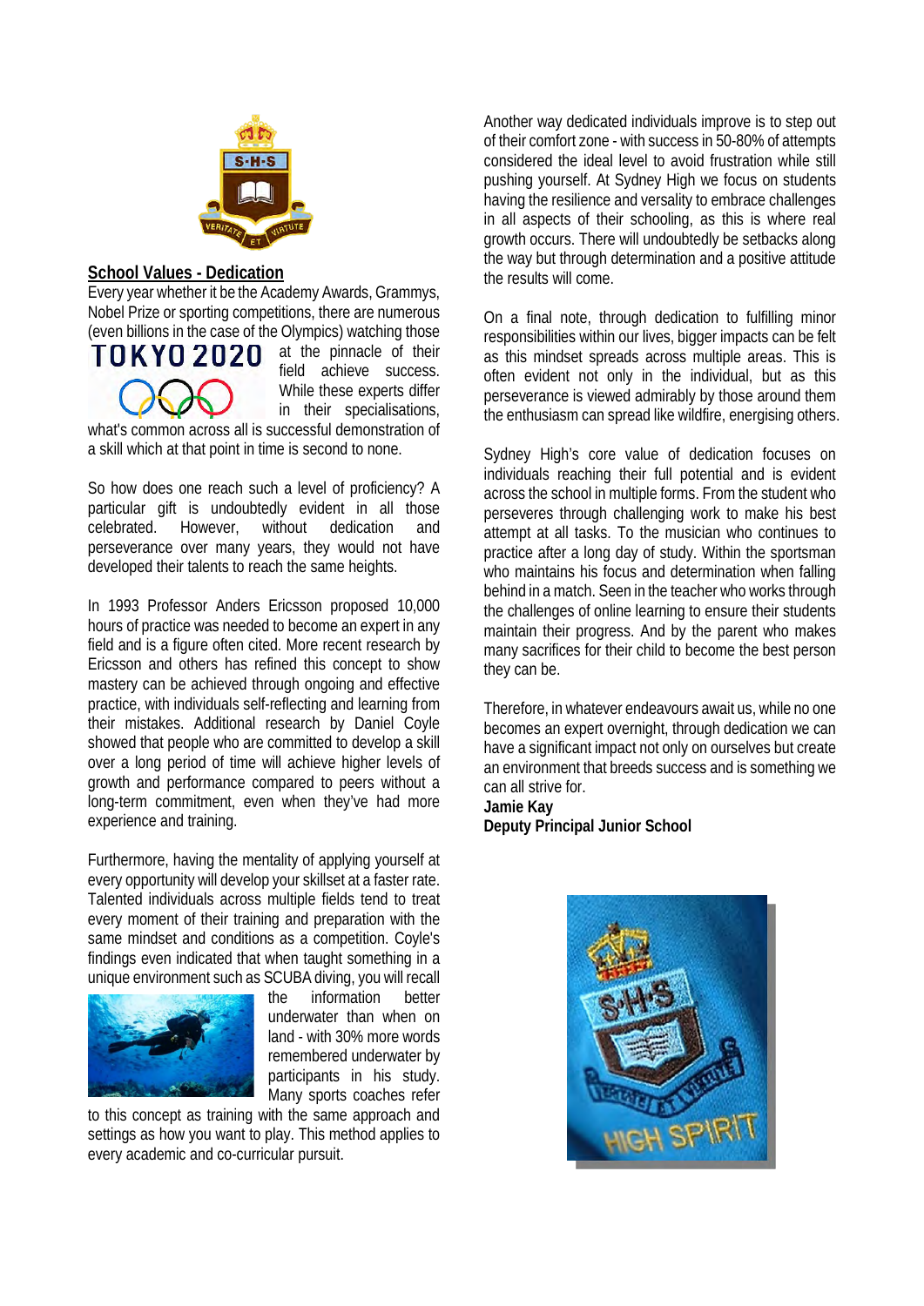## School Values - Dedication

Every year whether it be the Academy Awards, Grammys, Nobel Prize or sporting competitions, there are numerous (even billions in the case of the Olympics) watching those at the pinnacle of their field achieve success. While these experts differ in their specialisations, what's common across all is successful demonstration of a skill which at that point in time is second to none.

So how does one reach such a level of proficiency? A particular gift is undoubtedly evident in all those celebrated. However, without dedication and perseverance over many years, they would not have developed their talents to reach the same heights.

In 1993 Professor Anders Ericsson proposed 10,000 hours of practice was needed to become an expert in any field and is a figure often cited. More recent research by Ericsson and others has refined this concept to show mastery can be achieved through ongoing and effective practice, with individuals self-reflecting and learning from their mistakes. Additional research by Daniel Coyle showed that people who are committed to develop a skill over a long period of time will achieve higher levels of growth and performance compared to peers without a long-term commitment, even when they've had more experience and training.

Furthermore, having the mentality of applying yourself at every opportunity will develop your skillset at a faster rate. Talented individuals across multiple fields tend to treat every moment of their training and preparation with the same mindset and conditions as a competition. Coyle's findings even indicated that when taught something in a unique environment such as SCUBA diving, you will recall the information better underwater than when on land - with 30% more words remembered underwater by participants in his study. Many sports coaches refer to this concept as training with the same approach and settings as how you want to play. This method applies to every academic and co-curricular pursuit.

Another way dedicated individuals improve is to step out of their comfort zone - with success in 50-80% of attempts considered the ideal level to avoid frustration while still pushing yourself. At Sydney High we focus on students having the resilience and versality to embrace challenges in all aspects of their schooling, as this is where real growth occurs. There will undoubtedly be setbacks along the way but through determination and a positive attitude the results will come.

On a final note, through dedication to fulfilling minor responsibilities within our lives, bigger impacts can be felt as this mindset spreads across multiple areas. This is often evident not only in the individual, but as this perseverance is viewed admirably by those around them the enthusiasm can spread like wildfire, energising others.

Sydney High's core value of dedication focuses on individuals reaching their full potential and is evident across the school in multiple forms. From the student who perseveres through challenging work to make his best attempt at all tasks. To the musician who continues to practice after a long day of study. Within the sportsman who maintains his focus and determination when falling behind in a match. Seen in the teacher who works through the challenges of online learning to ensure their students maintain their progress. And by the parent who makes many sacrifices for their child to become the best person they can be.

Therefore, in whatever endeavours await us, while no one becomes an expert overnight, through dedication we can have a significant impact not only on ourselves but create an environment that breeds success and is something we can all strive for.

**Jamie Kay**
**Deputy Principal Junior School**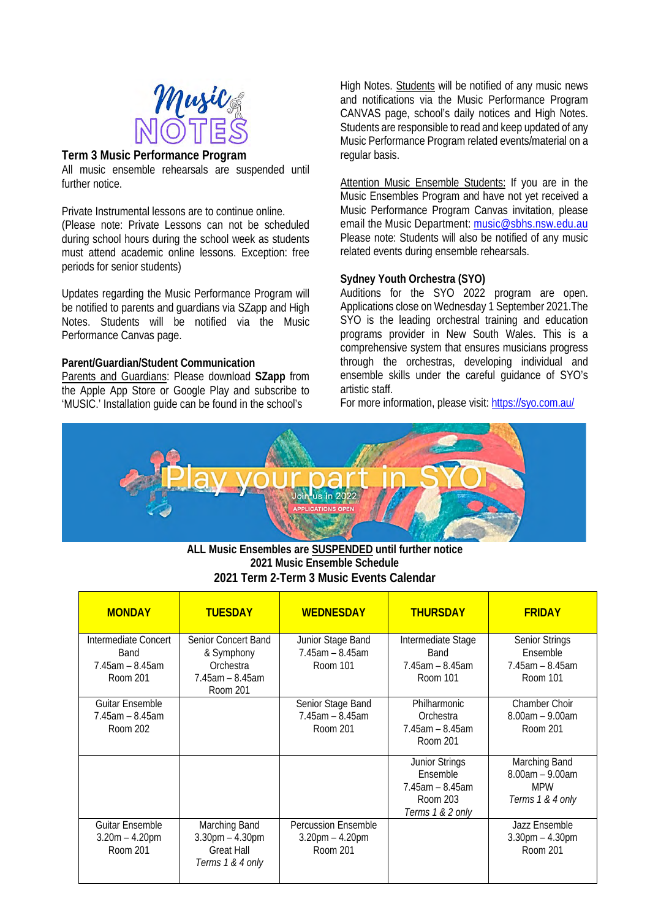# Music NOTES

## Term 3 Music Performance Program

All music ensemble rehearsals are suspended until further notice.

Private Instrumental lessons are to continue online. (Please note: Private Lessons can not be scheduled during school hours during the school week as students must attend academic online lessons. Exception: free periods for senior students)

Updates regarding the Music Performance Program will be notified to parents and guardians via SZapp and High Notes. Students will be notified via the Music Performance Canvas page.

### Parent/Guardian/Student Communication

Parents and Guardians: Please download **SZapp** from the Apple App Store or Google Play and subscribe to 'MUSIC.' Installation guide can be found in the school's High Notes. Students will be notified of any music news and notifications via the Music Performance Program CANVAS page, school's daily notices and High Notes. Students are responsible to read and keep updated of any Music Performance Program related events/material on a regular basis.

Attention Music Ensemble Students: If you are in the Music Ensembles Program and have not yet received a Music Performance Program Canvas invitation, please email the Music Department: music@sbhs.nsw.edu.au Please note: Students will also be notified of any music related events during ensemble rehearsals.

### Sydney Youth Orchestra (SYO)

Auditions for the SYO 2022 program are open. Applications close on Wednesday 1 September 2021.The SYO is the leading orchestral training and education programs provider in New South Wales. This is a comprehensive system that ensures musicians progress through the orchestras, developing individual and ensemble skills under the careful guidance of SYO's artistic staff.

For more information, please visit: https://syo.com.au/

Play your part in SYO
Join us in 2022
APPLICATIONS OPEN

**ALL Music Ensembles are SUSPENDED until further notice**
**2021 Music Ensemble Schedule**
**2021 Term 2-Term 3 Music Events Calendar**

| MONDAY | TUESDAY | WEDNESDAY | THURSDAY | FRIDAY |
|---|---|---|---|---|
| Intermediate Concert Band 7.45am – 8.45am Room 201 | Senior Concert Band & Symphony Orchestra 7.45am – 8.45am Room 201 | Junior Stage Band 7.45am – 8.45am Room 101 | Intermediate Stage Band 7.45am – 8.45am Room 101 | Senior Strings Ensemble 7.45am – 8.45am Room 101 |
| Guitar Ensemble 7.45am – 8.45am Room 202 | | Senior Stage Band 7.45am – 8.45am Room 201 | Philharmonic Orchestra 7.45am – 8.45am Room 201 | Chamber Choir 8.00am – 9.00am Room 201 |
| | | | Junior Strings Ensemble 7.45am – 8.45am Room 203 *Terms 1 & 2 only* | Marching Band 8.00am – 9.00am MPW *Terms 1 & 4 only* |
| Guitar Ensemble 3.20m – 4.20pm Room 201 | Marching Band 3.30pm – 4.30pm Great Hall *Terms 1 & 4 only* | Percussion Ensemble 3.20pm – 4.20pm Room 201 | | Jazz Ensemble 3.30pm – 4.30pm Room 201 |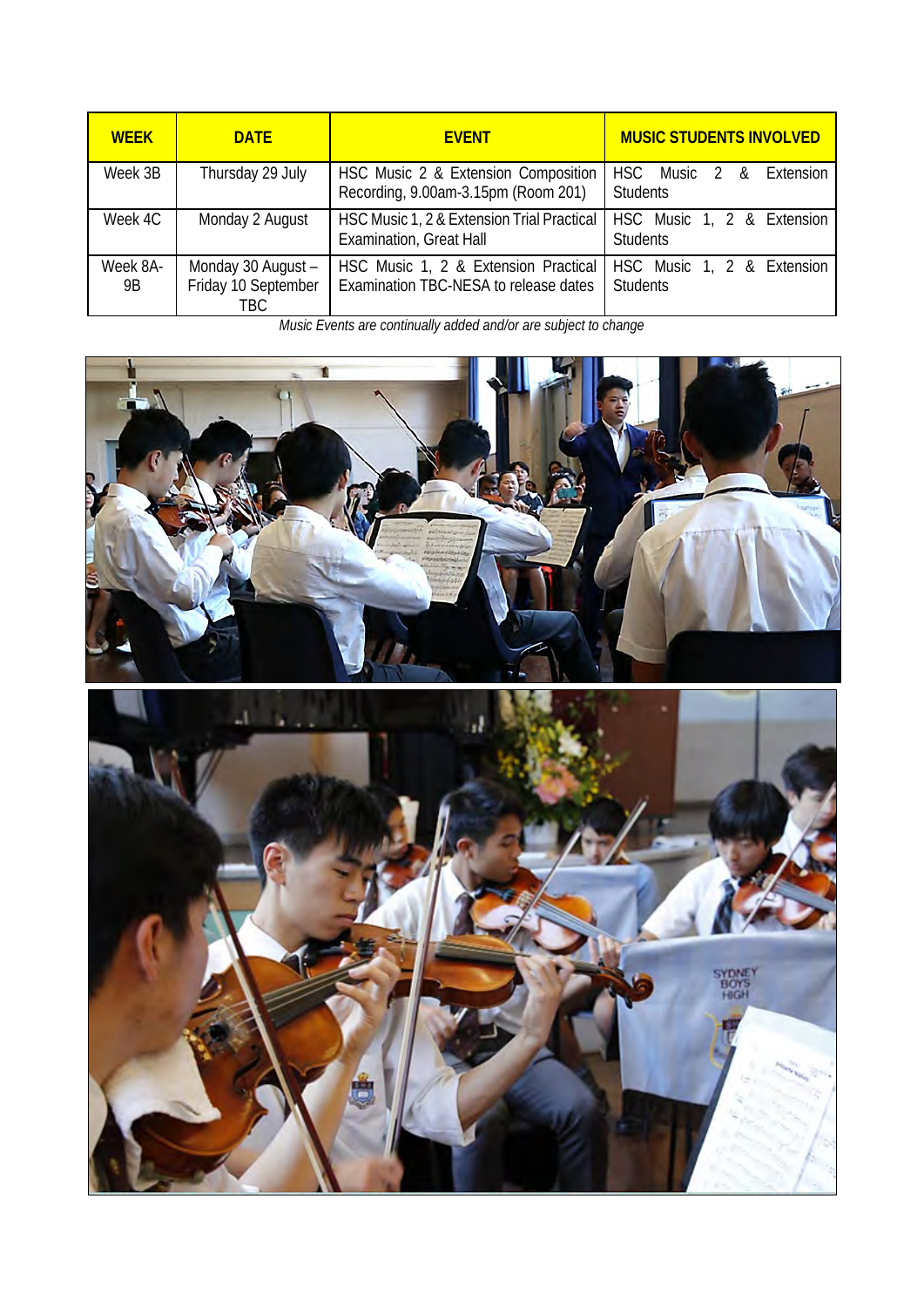| WEEK | DATE | EVENT | MUSIC STUDENTS INVOLVED |
| --- | --- | --- | --- |
| Week 3B | Thursday 29 July | HSC Music 2 & Extension Composition Recording, 9.00am-3.15pm (Room 201) | HSC Music 2 & Extension Students |
| Week 4C | Monday 2 August | HSC Music 1, 2 & Extension Trial Practical Examination, Great Hall | HSC Music 1, 2 & Extension Students |
| Week 8A-9B | Monday 30 August – Friday 10 September TBC | HSC Music 1, 2 & Extension Practical Examination TBC-NESA to release dates | HSC Music 1, 2 & Extension Students |

*Music Events are continually added and/or are subject to change*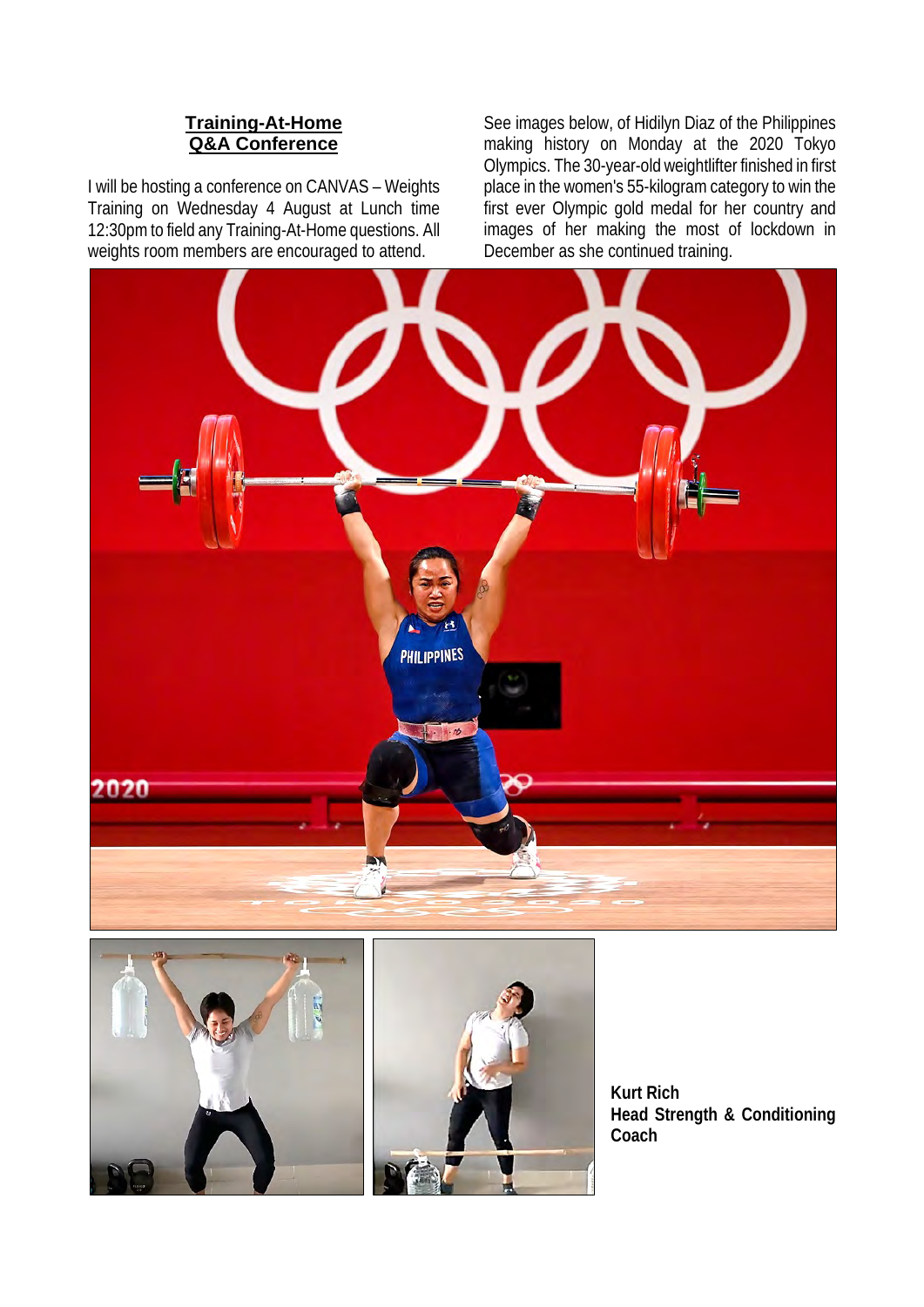## Training-At-Home Q&A Conference

I will be hosting a conference on CANVAS – Weights Training on Wednesday 4 August at Lunch time 12:30pm to field any Training-At-Home questions. All weights room members are encouraged to attend.

See images below, of Hidilyn Diaz of the Philippines making history on Monday at the 2020 Tokyo Olympics. The 30-year-old weightlifter finished in first place in the women's 55-kilogram category to win the first ever Olympic gold medal for her country and images of her making the most of lockdown in December as she continued training.

**Kurt Rich**
**Head Strength & Conditioning Coach**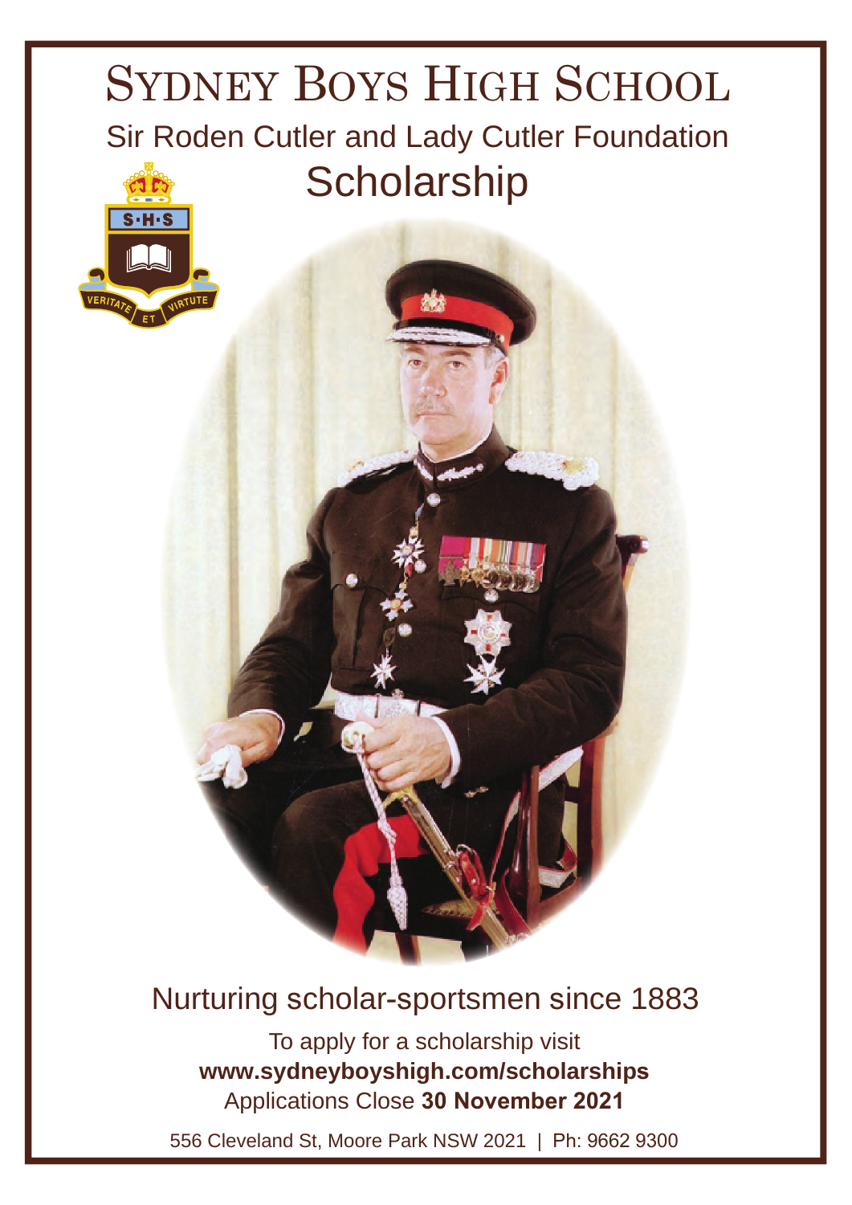# SYDNEY BOYS HIGH SCHOOL

## Sir Roden Cutler and Lady Cutler Foundation

## Scholarship

S·H·S

VERITATE ET VIRTUTE

Nurturing scholar-sportsmen since 1883

To apply for a scholarship visit
**www.sydneyboyshigh.com/scholarships**
Applications Close **30 November 2021**

556 Cleveland St, Moore Park NSW 2021 | Ph: 9662 9300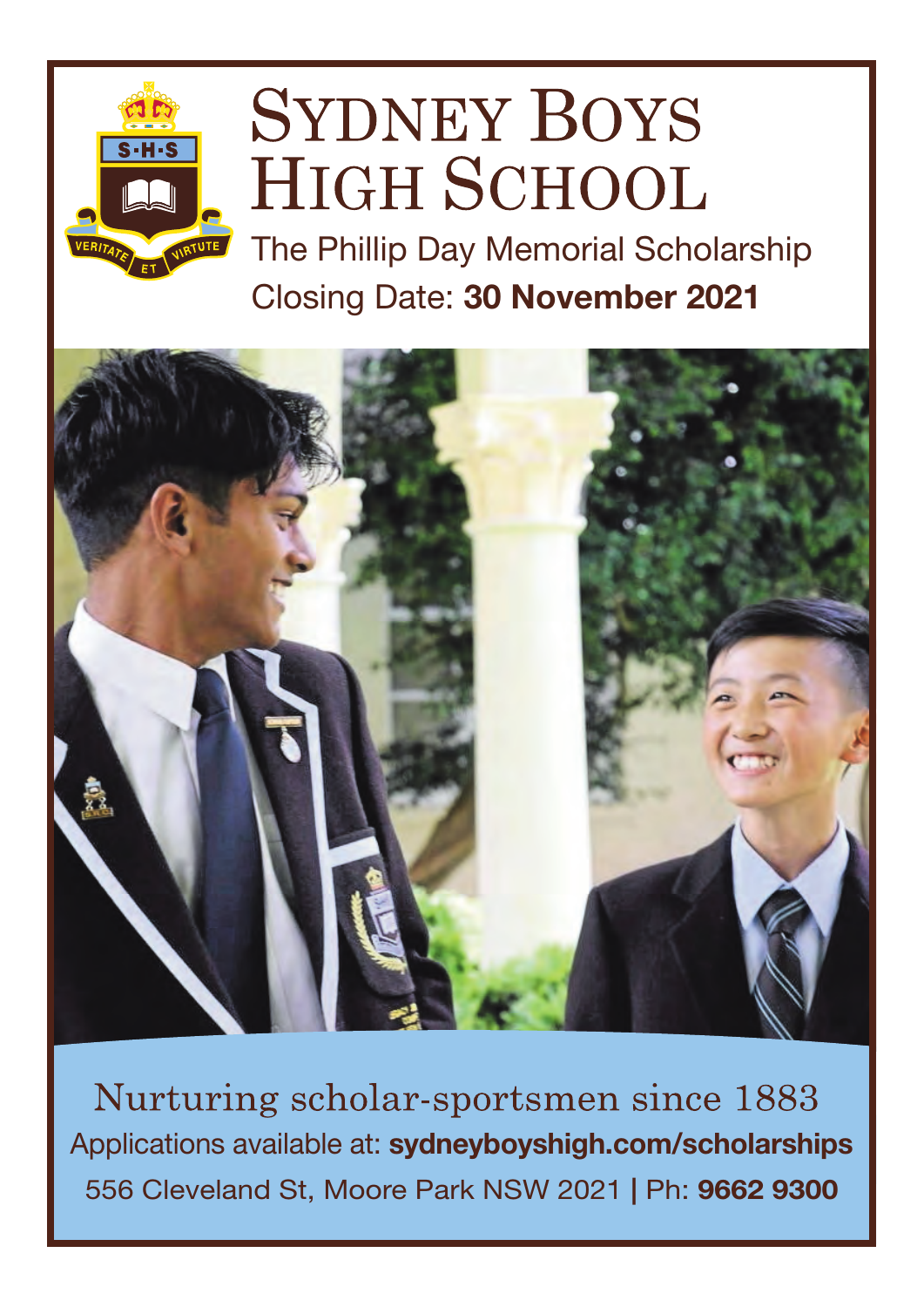# Sydney Boys High School

The Phillip Day Memorial Scholarship

Closing Date: **30 November 2021**

Nurturing scholar-sportsmen since 1883

Applications available at: **sydneyboyshigh.com/scholarships**

556 Cleveland St, Moore Park NSW 2021 | Ph: **9662 9300**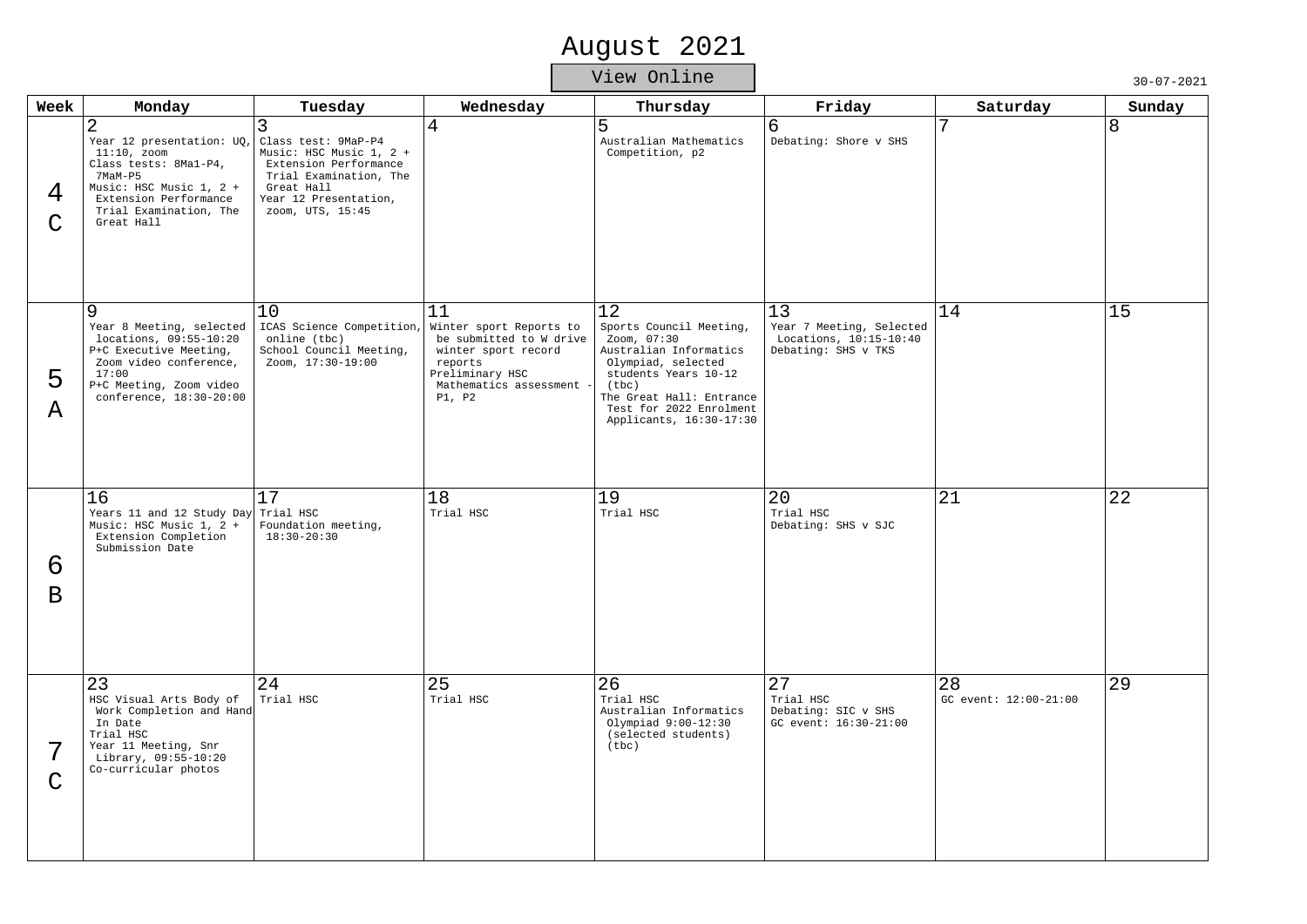# August 2021

View Online

30-07-2021

| Week | Monday | Tuesday | Wednesday | Thursday | Friday | Saturday | Sunday |
|---|---|---|---|---|---|---|---|
| 4 C | 2<br>Year 12 presentation: UQ, 11:10, zoom<br>Class tests: 8Ma1-P4, 7MaM-P5<br>Music: HSC Music 1, 2 + Extension Performance Trial Examination, The Great Hall | 3<br>Class test: 9MaP-P4<br>Music: HSC Music 1, 2 + Extension Performance Trial Examination, The Great Hall<br>Year 12 Presentation, zoom, UTS, 15:45 | 4 | 5<br>Australian Mathematics Competition, p2 | 6<br>Debating: Shore v SHS | 7 | 8 |
| 5 A | 9<br>Year 8 Meeting, selected locations, 09:55-10:20<br>P+C Executive Meeting, Zoom video conference, 17:00<br>P+C Meeting, Zoom video conference, 18:30-20:00 | 10<br>ICAS Science Competition, online (tbc)<br>School Council Meeting, Zoom, 17:30-19:00 | 11<br>Winter sport Reports to be submitted to W drive winter sport record reports<br>Preliminary HSC Mathematics assessment - P1, P2 | 12<br>Sports Council Meeting, Zoom, 07:30<br>Australian Informatics Olympiad, selected students Years 10-12 (tbc)<br>The Great Hall: Entrance Test for 2022 Enrolment Applicants, 16:30-17:30 | 13<br>Year 7 Meeting, Selected Locations, 10:15-10:40<br>Debating: SHS v TKS | 14 | 15 |
| 6 B | 16<br>Years 11 and 12 Study Day<br>Music: HSC Music 1, 2 + Extension Completion Submission Date | 17<br>Trial HSC<br>Foundation meeting, 18:30-20:30 | 18<br>Trial HSC | 19<br>Trial HSC | 20<br>Trial HSC<br>Debating: SHS v SJC | 21 | 22 |
| 7 C | 23<br>HSC Visual Arts Body of Work Completion and Hand In Date<br>Trial HSC<br>Year 11 Meeting, Snr Library, 09:55-10:20<br>Co-curricular photos | 24<br>Trial HSC | 25<br>Trial HSC | 26<br>Trial HSC<br>Australian Informatics Olympiad 9:00-12:30 (selected students) (tbc) | 27<br>Trial HSC<br>Debating: SIC v SHS<br>GC event: 16:30-21:00 | 28<br>GC event: 12:00-21:00 | 29 |